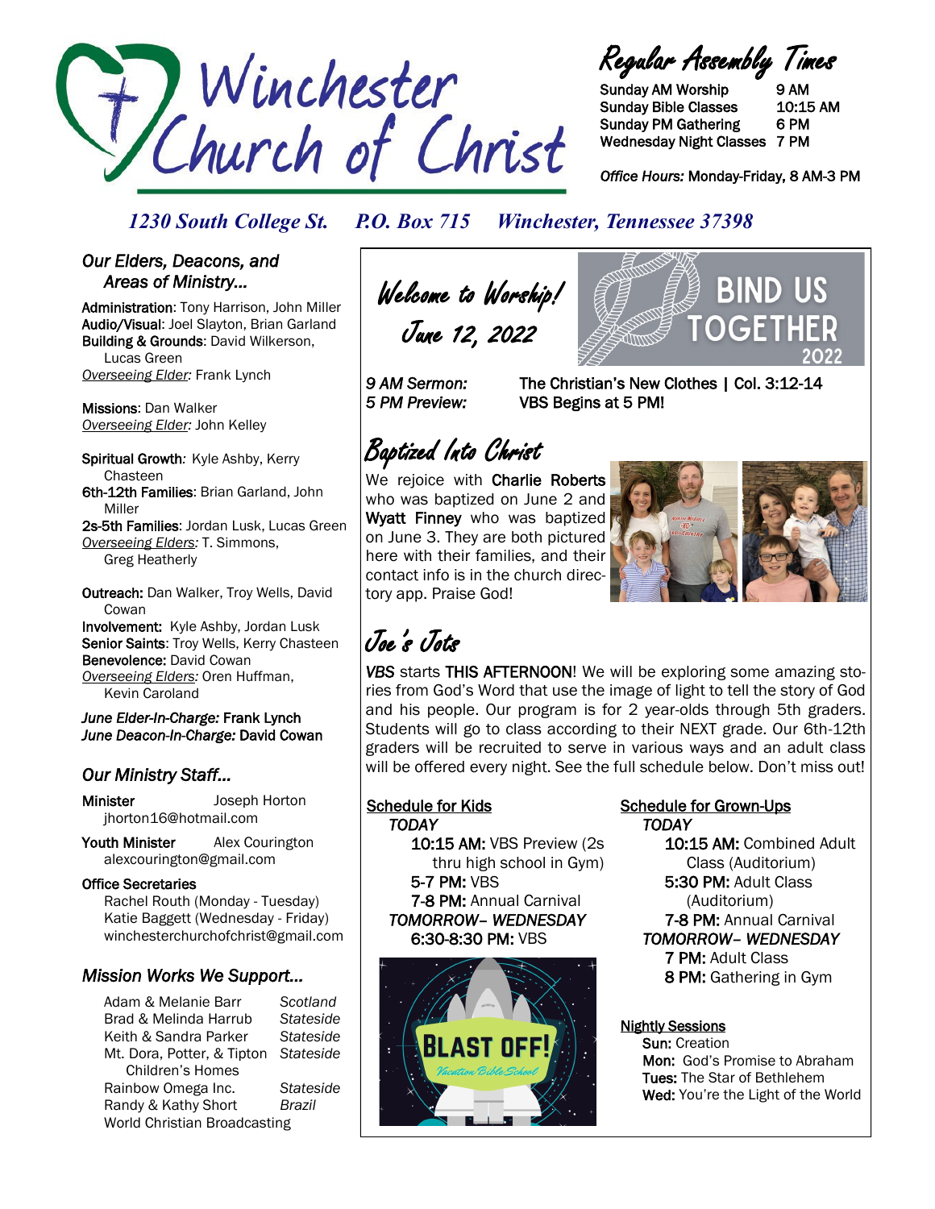# Winchester Church of Christ

## Regular Assembly Times

| | |
|---|---|
| Sunday AM Worship | 9 AM |
| Sunday Bible Classes | 10:15 AM |
| Sunday PM Gathering | 6 PM |
| Wednesday Night Classes | 7 PM |

*Office Hours:* Monday-Friday, 8 AM-3 PM

*1230 South College St. P.O. Box 715 Winchester, Tennessee 37398*

### *Our Elders, Deacons, and Areas of Ministry...*

**Administration**: Tony Harrison, John Miller
**Audio/Visual**: Joel Slayton, Brian Garland
**Building & Grounds**: David Wilkerson, Lucas Green
*Overseeing Elder:* Frank Lynch

**Missions**: Dan Walker
*Overseeing Elder:* John Kelley

**Spiritual Growth**: Kyle Ashby, Kerry Chasteen
**6th-12th Families**: Brian Garland, John Miller
**2s-5th Families**: Jordan Lusk, Lucas Green
*Overseeing Elders:* T. Simmons, Greg Heatherly

**Outreach:** Dan Walker, Troy Wells, David Cowan
**Involvement:** Kyle Ashby, Jordan Lusk
**Senior Saints**: Troy Wells, Kerry Chasteen
**Benevolence:** David Cowan
*Overseeing Elders:* Oren Huffman, Kevin Caroland

*June Elder-In-Charge:* **Frank Lynch**
*June Deacon-In-Charge:* **David Cowan**

### *Our Ministry Staff...*

**Minister** Joseph Horton
jhorton16@hotmail.com

**Youth Minister** Alex Courington
alexcourington@gmail.com

**Office Secretaries**
Rachel Routh (Monday - Tuesday)
Katie Baggett (Wednesday - Friday)
winchesterchurchofchrist@gmail.com

### *Mission Works We Support...*

| | |
|---|---|
| Adam & Melanie Barr | *Scotland* |
| Brad & Melinda Harrub | *Stateside* |
| Keith & Sandra Parker | *Stateside* |
| Mt. Dora, Potter, & Tipton Children's Homes | *Stateside* |
| Rainbow Omega Inc. | *Stateside* |
| Randy & Kathy Short | *Brazil* |
| World Christian Broadcasting | |

## Welcome to Worship!
## June 12, 2022

BIND US TOGETHER 2022

*9 AM Sermon:* **The Christian's New Clothes | Col. 3:12-14**
*5 PM Preview:* **VBS Begins at 5 PM!**

## Baptized Into Christ

We rejoice with **Charlie Roberts** who was baptized on June 2 and **Wyatt Finney** who was baptized on June 3. They are both pictured here with their families, and their contact info is in the church directory app. Praise God!

## Joe's Jots

*VBS* starts **THIS AFTERNOON**! We will be exploring some amazing stories from God's Word that use the image of light to tell the story of God and his people. Our program is for 2 year-olds through 5th graders. Students will go to class according to their NEXT grade. Our 6th-12th graders will be recruited to serve in various ways and an adult class will be offered every night. See the full schedule below. Don't miss out!

**Schedule for Kids**

*TODAY*
- **10:15 AM:** VBS Preview (2s thru high school in Gym)
- **5-7 PM:** VBS
- **7-8 PM:** Annual Carnival

*TOMORROW– WEDNESDAY*
- **6:30-8:30 PM:** VBS

BLAST OFF! Vacation Bible School

**Schedule for Grown-Ups**

*TODAY*
- **10:15 AM:** Combined Adult Class (Auditorium)
- **5:30 PM:** Adult Class (Auditorium)
- **7-8 PM:** Annual Carnival

*TOMORROW– WEDNESDAY*
- **7 PM:** Adult Class
- **8 PM:** Gathering in Gym

**Nightly Sessions**
- **Sun:** Creation
- **Mon:** God's Promise to Abraham
- **Tues:** The Star of Bethlehem
- **Wed:** You're the Light of the World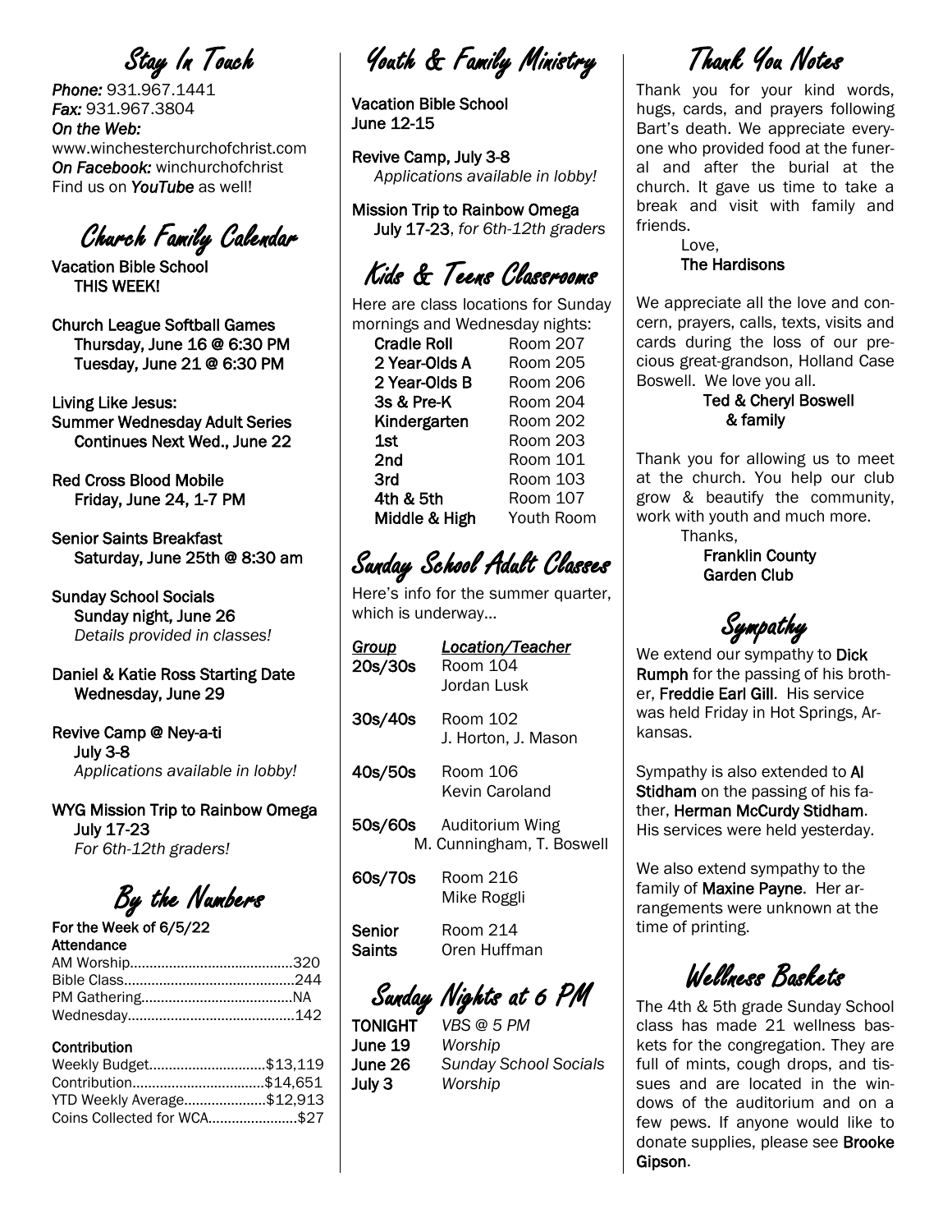## Stay In Touch

*Phone:* 931.967.1441
*Fax:* 931.967.3804
*On the Web:*
www.winchesterchurchofchrist.com
*On Facebook:* winchurchofchrist
Find us on *YouTube* as well!

## Church Family Calendar

**Vacation Bible School**
**THIS WEEK!**

**Church League Softball Games**
**Thursday, June 16 @ 6:30 PM**
**Tuesday, June 21 @ 6:30 PM**

**Living Like Jesus:**
**Summer Wednesday Adult Series**
**Continues Next Wed., June 22**

**Red Cross Blood Mobile**
**Friday, June 24, 1-7 PM**

**Senior Saints Breakfast**
**Saturday, June 25th @ 8:30 am**

**Sunday School Socials**
**Sunday night, June 26**
*Details provided in classes!*

**Daniel & Katie Ross Starting Date**
**Wednesday, June 29**

**Revive Camp @ Ney-a-ti**
**July 3-8**
*Applications available in lobby!*

**WYG Mission Trip to Rainbow Omega**
**July 17-23**
*For 6th-12th graders!*

## By the Numbers

**For the Week of 6/5/22**

**Attendance**

| | |
|---|---|
| AM Worship | 320 |
| Bible Class | 244 |
| PM Gathering | NA |
| Wednesday | 142 |

**Contribution**

| | |
|---|---|
| Weekly Budget | $13,119 |
| Contribution | $14,651 |
| YTD Weekly Average | $12,913 |
| Coins Collected for WCA | $27 |

## Youth & Family Ministry

**Vacation Bible School**
**June 12-15**

**Revive Camp, July 3-8**
*Applications available in lobby!*

**Mission Trip to Rainbow Omega**
**July 17-23**, *for 6th-12th graders*

## Kids & Teens Classrooms

Here are class locations for Sunday mornings and Wednesday nights:

| | |
|---|---|
| **Cradle Roll** | Room 207 |
| **2 Year-Olds A** | Room 205 |
| **2 Year-Olds B** | Room 206 |
| **3s & Pre-K** | Room 204 |
| **Kindergarten** | Room 202 |
| **1st** | Room 203 |
| **2nd** | Room 101 |
| **3rd** | Room 103 |
| **4th & 5th** | Room 107 |
| **Middle & High** | Youth Room |

## Sunday School Adult Classes

Here's info for the summer quarter, which is underway…

| *Group* | *Location/Teacher* |
|---|---|
| **20s/30s** | Room 104, Jordan Lusk |
| **30s/40s** | Room 102, J. Horton, J. Mason |
| **40s/50s** | Room 106, Kevin Caroland |
| **50s/60s** | Auditorium Wing, M. Cunningham, T. Boswell |
| **60s/70s** | Room 216, Mike Roggli |
| **Senior Saints** | Room 214, Oren Huffman |

## Sunday Nights at 6 PM

| | |
|---|---|
| **TONIGHT** | *VBS @ 5 PM* |
| **June 19** | *Worship* |
| **June 26** | *Sunday School Socials* |
| **July 3** | *Worship* |

## Thank You Notes

Thank you for your kind words, hugs, cards, and prayers following Bart's death. We appreciate everyone who provided food at the funeral and after the burial at the church. It gave us time to take a break and visit with family and friends.

Love,
**The Hardisons**

We appreciate all the love and concern, prayers, calls, texts, visits and cards during the loss of our precious great-grandson, Holland Case Boswell. We love you all.

**Ted & Cheryl Boswell & family**

Thank you for allowing us to meet at the church. You help our club grow & beautify the community, work with youth and much more.

Thanks,
**Franklin County Garden Club**

## Sympathy

We extend our sympathy to **Dick Rumph** for the passing of his brother, **Freddie Earl Gill**. His service was held Friday in Hot Springs, Arkansas.

Sympathy is also extended to **Al Stidham** on the passing of his father, **Herman McCurdy Stidham**. His services were held yesterday.

We also extend sympathy to the family of **Maxine Payne**. Her arrangements were unknown at the time of printing.

## Wellness Baskets

The 4th & 5th grade Sunday School class has made 21 wellness baskets for the congregation. They are full of mints, cough drops, and tissues and are located in the windows of the auditorium and on a few pews. If anyone would like to donate supplies, please see **Brooke Gipson**.